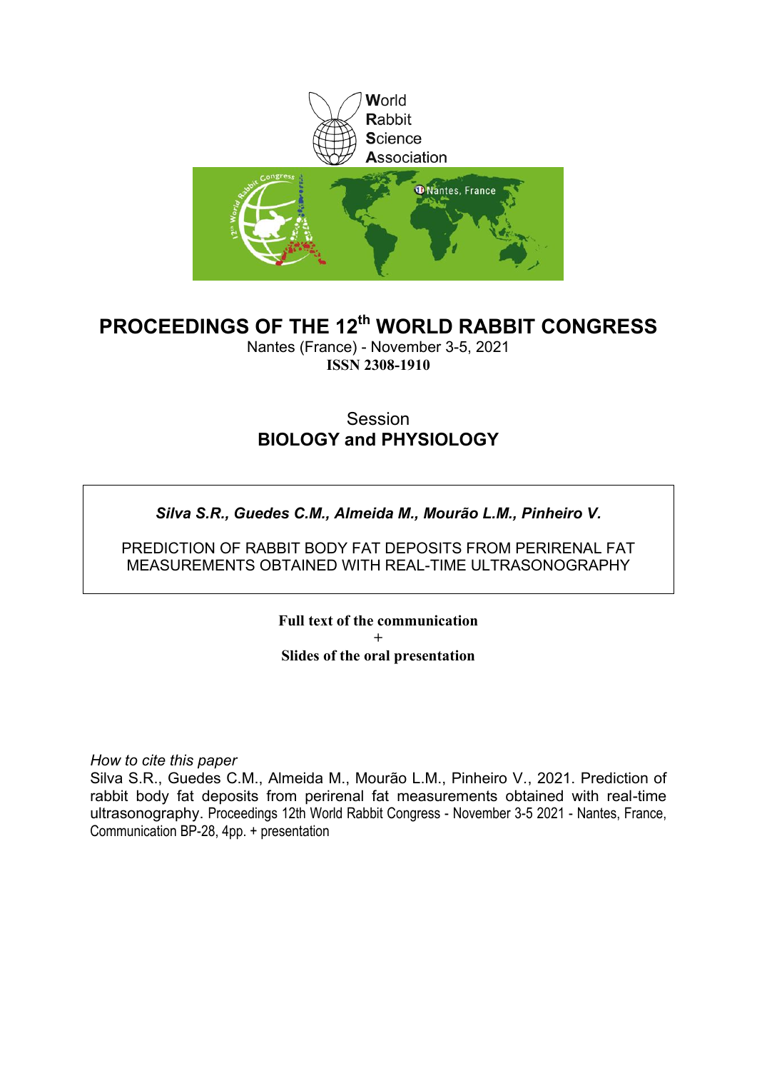World
Rabbit
Science
Association

# PROCEEDINGS OF THE 12th WORLD RABBIT CONGRESS

Nantes (France) - November 3-5, 2021

**ISSN 2308-1910**

Session

## BIOLOGY and PHYSIOLOGY

***Silva S.R., Guedes C.M., Almeida M., Mourão L.M., Pinheiro V.***

PREDICTION OF RABBIT BODY FAT DEPOSITS FROM PERIRENAL FAT MEASUREMENTS OBTAINED WITH REAL-TIME ULTRASONOGRAPHY

**Full text of the communication**
**+**
**Slides of the oral presentation**

*How to cite this paper*

Silva S.R., Guedes C.M., Almeida M., Mourão L.M., Pinheiro V., 2021. Prediction of rabbit body fat deposits from perirenal fat measurements obtained with real-time ultrasonography. Proceedings 12th World Rabbit Congress - November 3-5 2021 - Nantes, France, Communication BP-28, 4pp. + presentation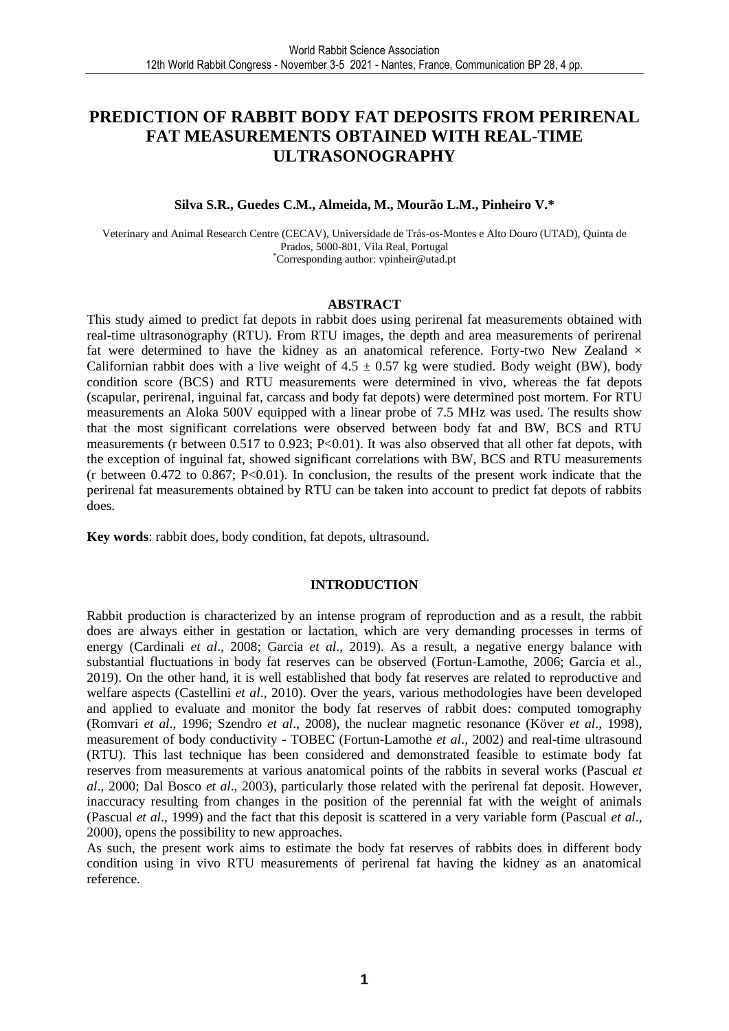# PREDICTION OF RABBIT BODY FAT DEPOSITS FROM PERIRENAL FAT MEASUREMENTS OBTAINED WITH REAL-TIME ULTRASONOGRAPHY

**Silva S.R., Guedes C.M., Almeida, M., Mourão L.M., Pinheiro V.***

Veterinary and Animal Research Centre (CECAV), Universidade de Trás-os-Montes e Alto Douro (UTAD), Quinta de Prados, 5000-801, Vila Real, Portugal
[*]Corresponding author: vpinheir@utad.pt

## ABSTRACT

This study aimed to predict fat depots in rabbit does using perirenal fat measurements obtained with real-time ultrasonography (RTU). From RTU images, the depth and area measurements of perirenal fat were determined to have the kidney as an anatomical reference. Forty-two New Zealand × Californian rabbit does with a live weight of 4.5 ± 0.57 kg were studied. Body weight (BW), body condition score (BCS) and RTU measurements were determined in vivo, whereas the fat depots (scapular, perirenal, inguinal fat, carcass and body fat depots) were determined post mortem. For RTU measurements an Aloka 500V equipped with a linear probe of 7.5 MHz was used. The results show that the most significant correlations were observed between body fat and BW, BCS and RTU measurements (r between 0.517 to 0.923; $P<0.01$). It was also observed that all other fat depots, with the exception of inguinal fat, showed significant correlations with BW, BCS and RTU measurements (r between 0.472 to 0.867; $P<0.01$). In conclusion, the results of the present work indicate that the perirenal fat measurements obtained by RTU can be taken into account to predict fat depots of rabbits does.

**Key words**: rabbit does, body condition, fat depots, ultrasound.

## INTRODUCTION

Rabbit production is characterized by an intense program of reproduction and as a result, the rabbit does are always either in gestation or lactation, which are very demanding processes in terms of energy (Cardinali *et al*., 2008; Garcia *et al*., 2019). As a result, a negative energy balance with substantial fluctuations in body fat reserves can be observed (Fortun-Lamothe, 2006; Garcia et al., 2019). On the other hand, it is well established that body fat reserves are related to reproductive and welfare aspects (Castellini *et al*., 2010). Over the years, various methodologies have been developed and applied to evaluate and monitor the body fat reserves of rabbit does: computed tomography (Romvari *et al*., 1996; Szendro *et al*., 2008), the nuclear magnetic resonance (Köver *et al*., 1998), measurement of body conductivity - TOBEC (Fortun-Lamothe *et al*., 2002) and real-time ultrasound (RTU). This last technique has been considered and demonstrated feasible to estimate body fat reserves from measurements at various anatomical points of the rabbits in several works (Pascual *et al*., 2000; Dal Bosco *et al*., 2003), particularly those related with the perirenal fat deposit. However, inaccuracy resulting from changes in the position of the perennial fat with the weight of animals (Pascual *et al*., 1999) and the fact that this deposit is scattered in a very variable form (Pascual *et al*., 2000), opens the possibility to new approaches.

As such, the present work aims to estimate the body fat reserves of rabbits does in different body condition using in vivo RTU measurements of perirenal fat having the kidney as an anatomical reference.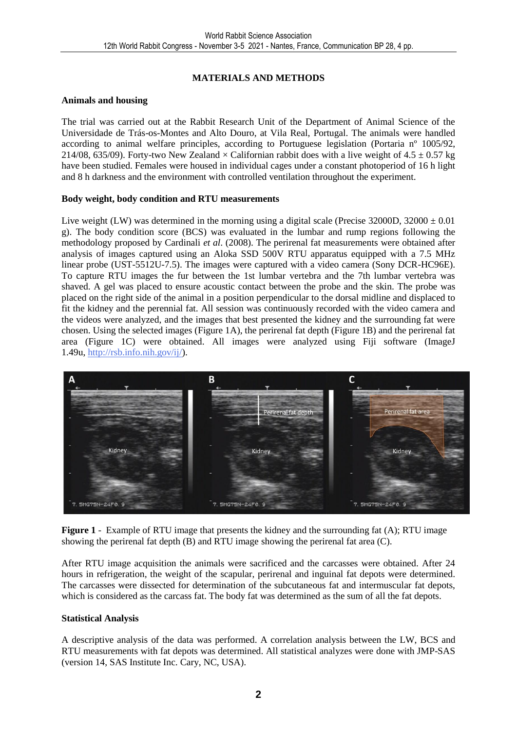## MATERIALS AND METHODS

### Animals and housing

The trial was carried out at the Rabbit Research Unit of the Department of Animal Science of the Universidade de Trás-os-Montes and Alto Douro, at Vila Real, Portugal. The animals were handled according to animal welfare principles, according to Portuguese legislation (Portaria nº 1005/92, 214/08, 635/09). Forty-two New Zealand × Californian rabbit does with a live weight of $4.5 \pm 0.57$ kg have been studied. Females were housed in individual cages under a constant photoperiod of 16 h light and 8 h darkness and the environment with controlled ventilation throughout the experiment.

### Body weight, body condition and RTU measurements

Live weight (LW) was determined in the morning using a digital scale (Precise 32000D, $32000 \pm 0.01$ g). The body condition score (BCS) was evaluated in the lumbar and rump regions following the methodology proposed by Cardinali *et al*. (2008). The perirenal fat measurements were obtained after analysis of images captured using an Aloka SSD 500V RTU apparatus equipped with a 7.5 MHz linear probe (UST-5512U-7.5). The images were captured with a video camera (Sony DCR-HC96E). To capture RTU images the fur between the 1st lumbar vertebra and the 7th lumbar vertebra was shaved. A gel was placed to ensure acoustic contact between the probe and the skin. The probe was placed on the right side of the animal in a position perpendicular to the dorsal midline and displaced to fit the kidney and the perennial fat. All session was continuously recorded with the video camera and the videos were analyzed, and the images that best presented the kidney and the surrounding fat were chosen. Using the selected images (Figure 1A), the perirenal fat depth (Figure 1B) and the perirenal fat area (Figure 1C) were obtained. All images were analyzed using Fiji software (ImageJ 1.49u, http://rsb.info.nih.gov/ij/).

**Figure 1** - Example of RTU image that presents the kidney and the surrounding fat (A); RTU image showing the perirenal fat depth (B) and RTU image showing the perirenal fat area (C).

After RTU image acquisition the animals were sacrificed and the carcasses were obtained. After 24 hours in refrigeration, the weight of the scapular, perirenal and inguinal fat depots were determined. The carcasses were dissected for determination of the subcutaneous fat and intermuscular fat depots, which is considered as the carcass fat. The body fat was determined as the sum of all the fat depots.

### Statistical Analysis

A descriptive analysis of the data was performed. A correlation analysis between the LW, BCS and RTU measurements with fat depots was determined. All statistical analyzes were done with JMP-SAS (version 14, SAS Institute Inc. Cary, NC, USA).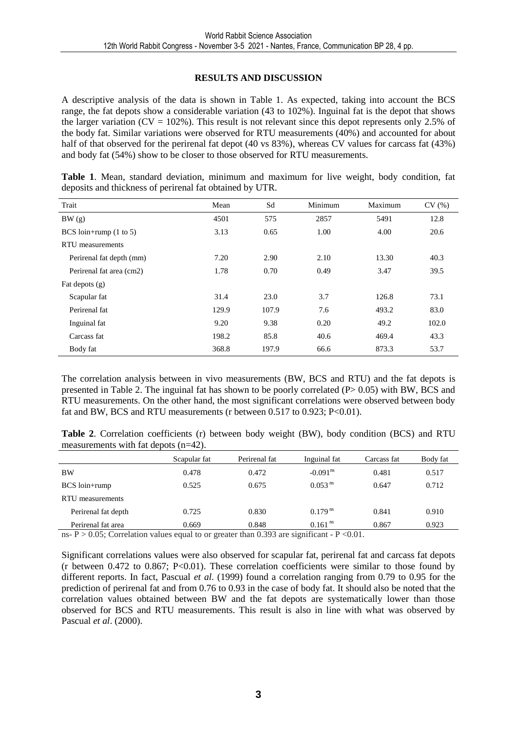## RESULTS AND DISCUSSION

A descriptive analysis of the data is shown in Table 1. As expected, taking into account the BCS range, the fat depots show a considerable variation (43 to 102%). Inguinal fat is the depot that shows the larger variation (CV = 102%). This result is not relevant since this depot represents only 2.5% of the body fat. Similar variations were observed for RTU measurements (40%) and accounted for about half of that observed for the perirenal fat depot (40 vs 83%), whereas CV values for carcass fat (43%) and body fat (54%) show to be closer to those observed for RTU measurements.

**Table 1**. Mean, standard deviation, minimum and maximum for live weight, body condition, fat deposits and thickness of perirenal fat obtained by UTR.

| Trait | Mean | Sd | Minimum | Maximum | CV (%) |
|---|---|---|---|---|---|
| BW (g) | 4501 | 575 | 2857 | 5491 | 12.8 |
| BCS loin+rump (1 to 5) | 3.13 | 0.65 | 1.00 | 4.00 | 20.6 |
| RTU measurements | | | | | |
| Perirenal fat depth (mm) | 7.20 | 2.90 | 2.10 | 13.30 | 40.3 |
| Perirenal fat area (cm2) | 1.78 | 0.70 | 0.49 | 3.47 | 39.5 |
| Fat depots (g) | | | | | |
| Scapular fat | 31.4 | 23.0 | 3.7 | 126.8 | 73.1 |
| Perirenal fat | 129.9 | 107.9 | 7.6 | 493.2 | 83.0 |
| Inguinal fat | 9.20 | 9.38 | 0.20 | 49.2 | 102.0 |
| Carcass fat | 198.2 | 85.8 | 40.6 | 469.4 | 43.3 |
| Body fat | 368.8 | 197.9 | 66.6 | 873.3 | 53.7 |

The correlation analysis between in vivo measurements (BW, BCS and RTU) and the fat depots is presented in Table 2. The inguinal fat has shown to be poorly correlated ($P > 0.05$) with BW, BCS and RTU measurements. On the other hand, the most significant correlations were observed between body fat and BW, BCS and RTU measurements (r between 0.517 to 0.923; $P<0.01$).

**Table 2**. Correlation coefficients (r) between body weight (BW), body condition (BCS) and RTU measurements with fat depots (n=42).

| | Scapular fat | Perirenal fat | Inguinal fat | Carcass fat | Body fat |
|---|---|---|---|---|---|
| BW | 0.478 | 0.472 | -0.091[ns] | 0.481 | 0.517 |
| BCS loin+rump | 0.525 | 0.675 | 0.053[ns] | 0.647 | 0.712 |
| RTU measurements | | | | | |
| Perirenal fat depth | 0.725 | 0.830 | 0.179[ns] | 0.841 | 0.910 |
| Perirenal fat area | 0.669 | 0.848 | 0.161[ns] | 0.867 | 0.923 |

ns- $P > 0.05$; Correlation values equal to or greater than 0.393 are significant - $P < 0.01$.

Significant correlations values were also observed for scapular fat, perirenal fat and carcass fat depots (r between 0.472 to 0.867; $P<0.01$). These correlation coefficients were similar to those found by different reports. In fact, Pascual *et al*. (1999) found a correlation ranging from 0.79 to 0.95 for the prediction of perirenal fat and from 0.76 to 0.93 in the case of body fat. It should also be noted that the correlation values obtained between BW and the fat depots are systematically lower than those observed for BCS and RTU measurements. This result is also in line with what was observed by Pascual *et al*. (2000).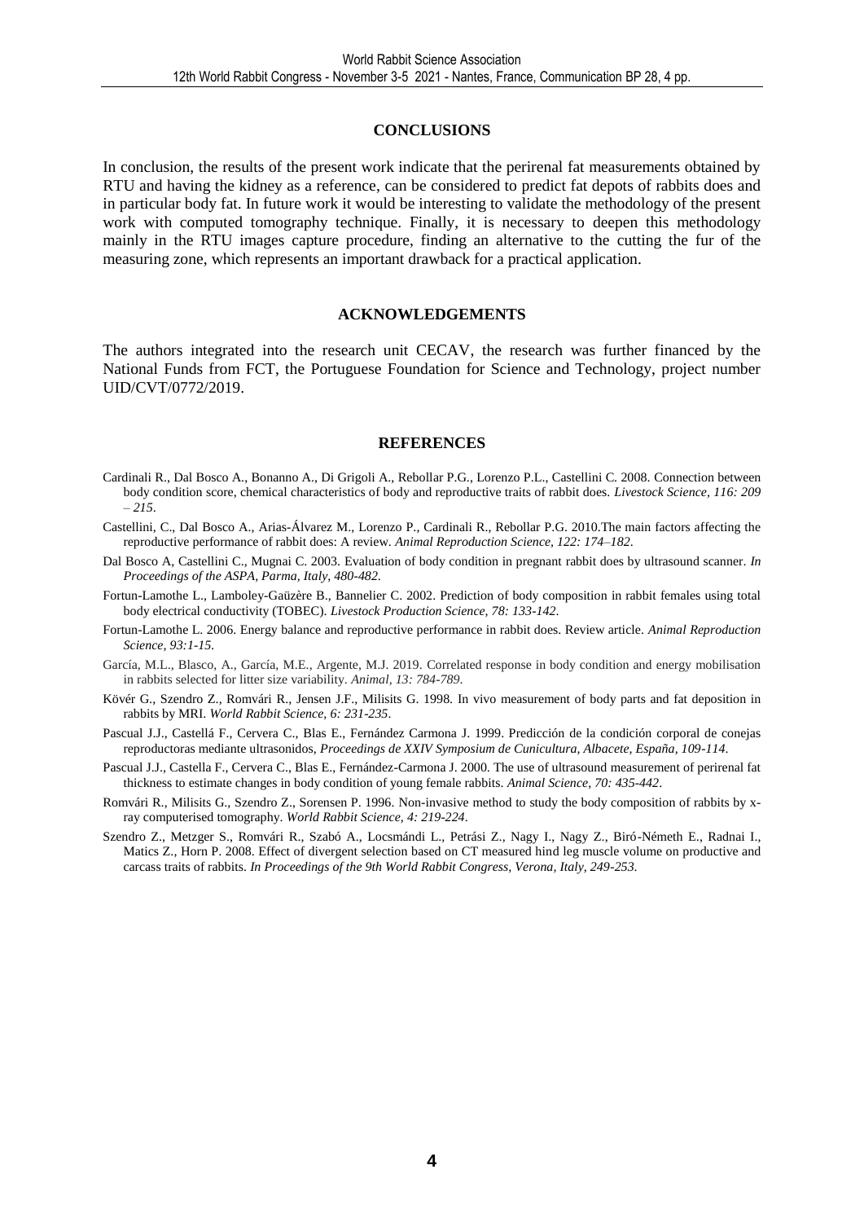## CONCLUSIONS

In conclusion, the results of the present work indicate that the perirenal fat measurements obtained by RTU and having the kidney as a reference, can be considered to predict fat depots of rabbits does and in particular body fat. In future work it would be interesting to validate the methodology of the present work with computed tomography technique. Finally, it is necessary to deepen this methodology mainly in the RTU images capture procedure, finding an alternative to the cutting the fur of the measuring zone, which represents an important drawback for a practical application.

## ACKNOWLEDGEMENTS

The authors integrated into the research unit CECAV, the research was further financed by the National Funds from FCT, the Portuguese Foundation for Science and Technology, project number UID/CVT/0772/2019.

## REFERENCES

Cardinali R., Dal Bosco A., Bonanno A., Di Grigoli A., Rebollar P.G., Lorenzo P.L., Castellini C. 2008. Connection between body condition score, chemical characteristics of body and reproductive traits of rabbit does. *Livestock Science, 116: 209 – 215*.

Castellini, C., Dal Bosco A., Arias-Álvarez M., Lorenzo P., Cardinali R., Rebollar P.G. 2010.The main factors affecting the reproductive performance of rabbit does: A review. *Animal Reproduction Science, 122: 174–182*.

Dal Bosco A, Castellini C., Mugnai C. 2003. Evaluation of body condition in pregnant rabbit does by ultrasound scanner. *In Proceedings of the ASPA, Parma, Italy, 480-482.*

Fortun-Lamothe L., Lamboley-Gaüzère B., Bannelier C. 2002. Prediction of body composition in rabbit females using total body electrical conductivity (TOBEC). *Livestock Production Science, 78: 133-142.*

Fortun-Lamothe L. 2006. Energy balance and reproductive performance in rabbit does. Review article. *Animal Reproduction Science, 93:1-15.*

García, M.L., Blasco, A., García, M.E., Argente, M.J. 2019. Correlated response in body condition and energy mobilisation in rabbits selected for litter size variability. *Animal, 13: 784-789.*

Kövér G., Szendro Z., Romvári R., Jensen J.F., Milisits G. 1998. In vivo measurement of body parts and fat deposition in rabbits by MRI. *World Rabbit Science, 6: 231-235*.

Pascual J.J., Castellá F., Cervera C., Blas E., Fernández Carmona J. 1999. Predicción de la condición corporal de conejas reproductoras mediante ultrasonidos, *Proceedings de XXIV Symposium de Cunicultura, Albacete, España, 109-114*.

Pascual J.J., Castella F., Cervera C., Blas E., Fernández-Carmona J. 2000. The use of ultrasound measurement of perirenal fat thickness to estimate changes in body condition of young female rabbits. *Animal Science, 70: 435-442*.

Romvári R., Milisits G., Szendro Z., Sorensen P. 1996. Non-invasive method to study the body composition of rabbits by x-ray computerised tomography. *World Rabbit Science, 4: 219-224*.

Szendro Z., Metzger S., Romvári R., Szabó A., Locsmándi L., Petrási Z., Nagy I., Nagy Z., Biró-Németh E., Radnai I., Matics Z., Horn P. 2008. Effect of divergent selection based on CT measured hind leg muscle volume on productive and carcass traits of rabbits. *In Proceedings of the 9th World Rabbit Congress, Verona, Italy, 249-253.*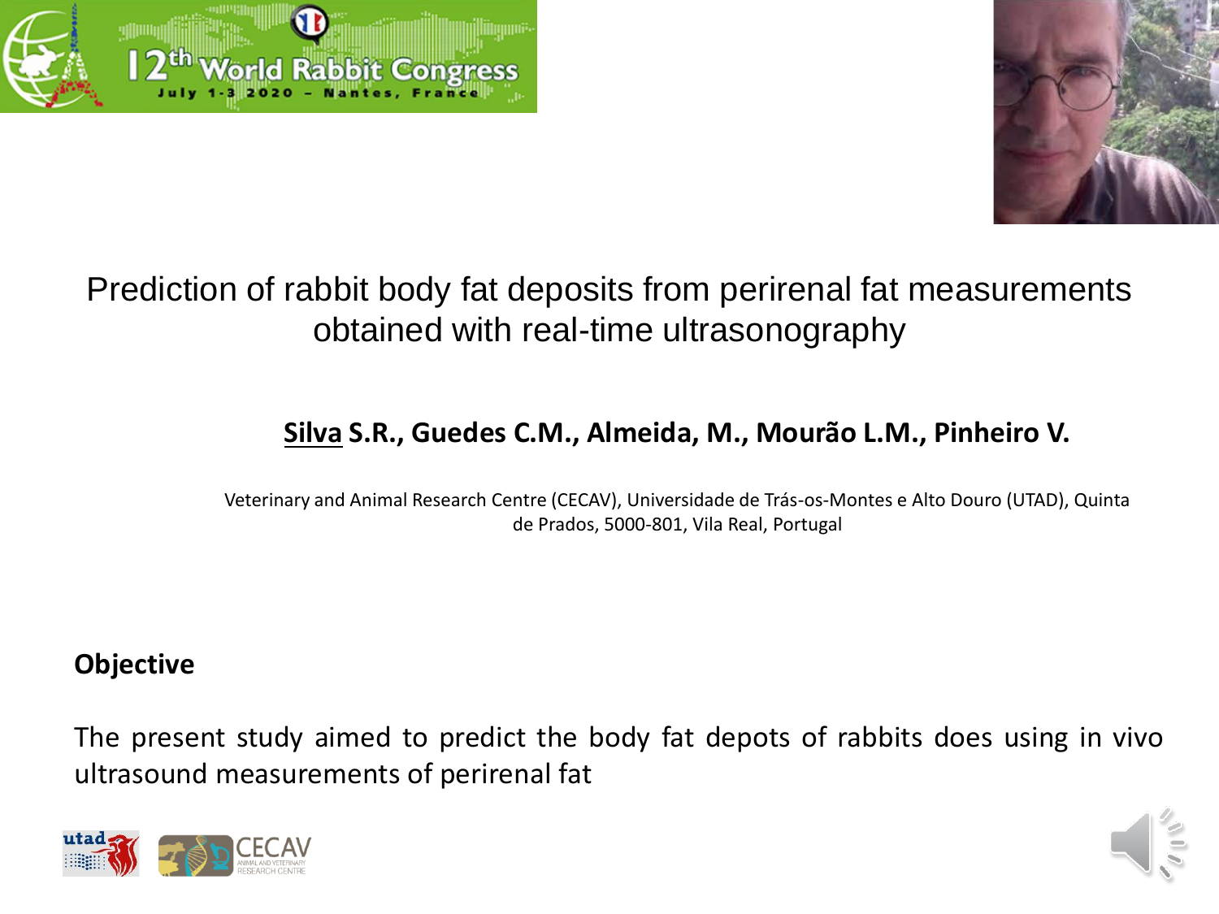# Prediction of rabbit body fat deposits from perirenal fat measurements obtained with real-time ultrasonography

**Silva S.R., Guedes C.M., Almeida, M., Mourão L.M., Pinheiro V.**

Veterinary and Animal Research Centre (CECAV), Universidade de Trás-os-Montes e Alto Douro (UTAD), Quinta de Prados, 5000-801, Vila Real, Portugal

**Objective**

The present study aimed to predict the body fat depots of rabbits does using in vivo ultrasound measurements of perirenal fat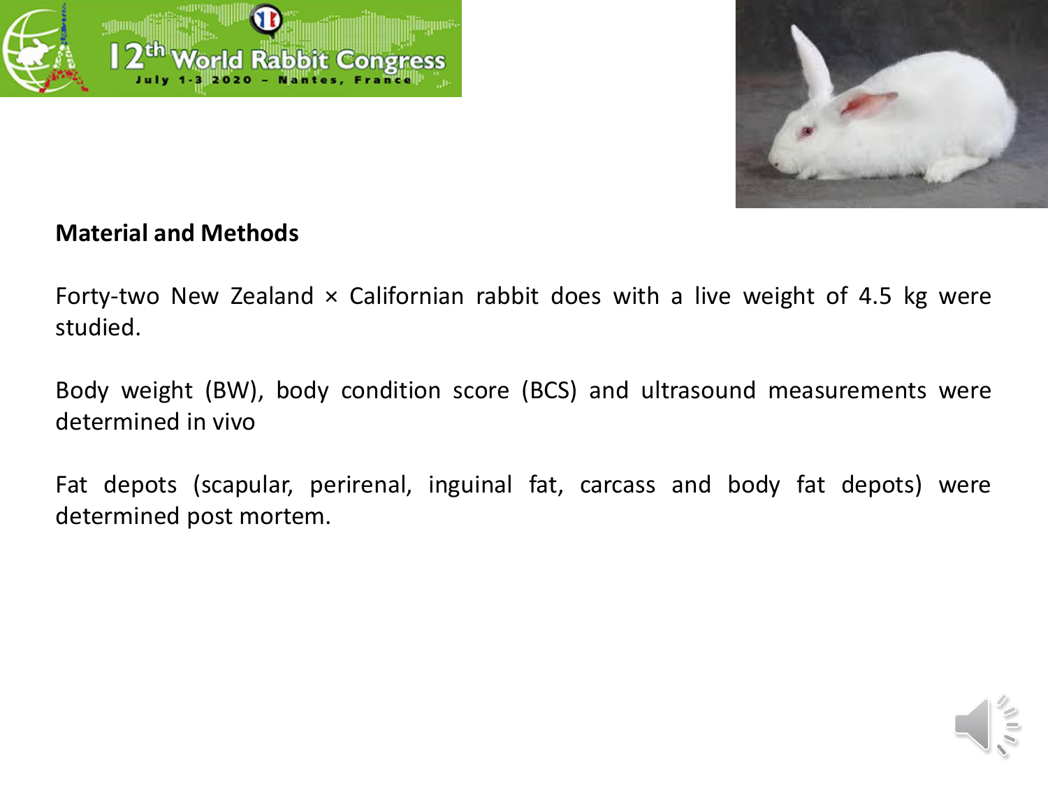## Material and Methods

Forty-two New Zealand × Californian rabbit does with a live weight of 4.5 kg were studied.

Body weight (BW), body condition score (BCS) and ultrasound measurements were determined in vivo

Fat depots (scapular, perirenal, inguinal fat, carcass and body fat depots) were determined post mortem.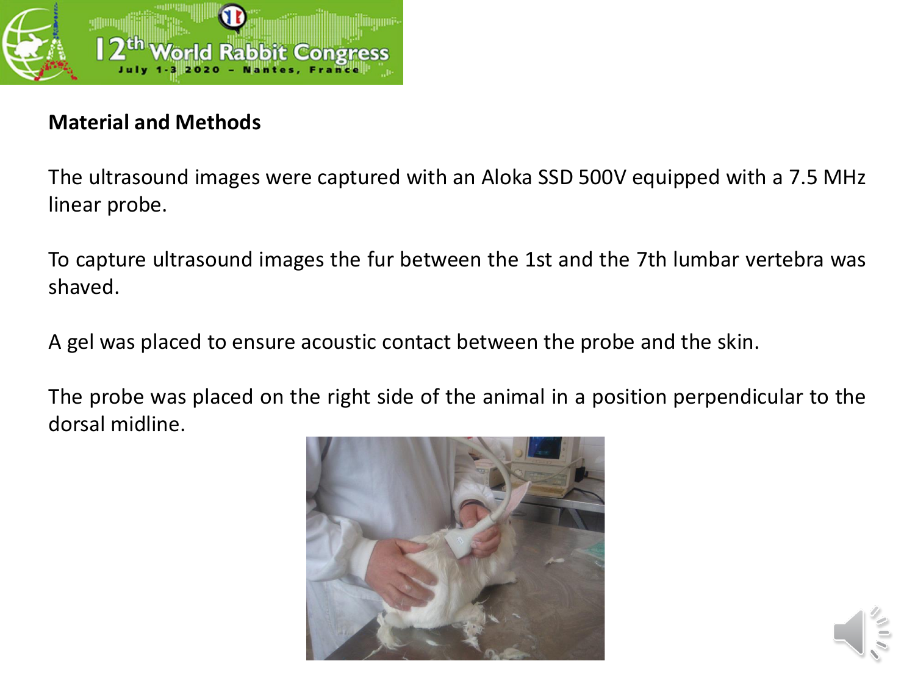## Material and Methods

The ultrasound images were captured with an Aloka SSD 500V equipped with a 7.5 MHz linear probe.

To capture ultrasound images the fur between the 1st and the 7th lumbar vertebra was shaved.

A gel was placed to ensure acoustic contact between the probe and the skin.

The probe was placed on the right side of the animal in a position perpendicular to the dorsal midline.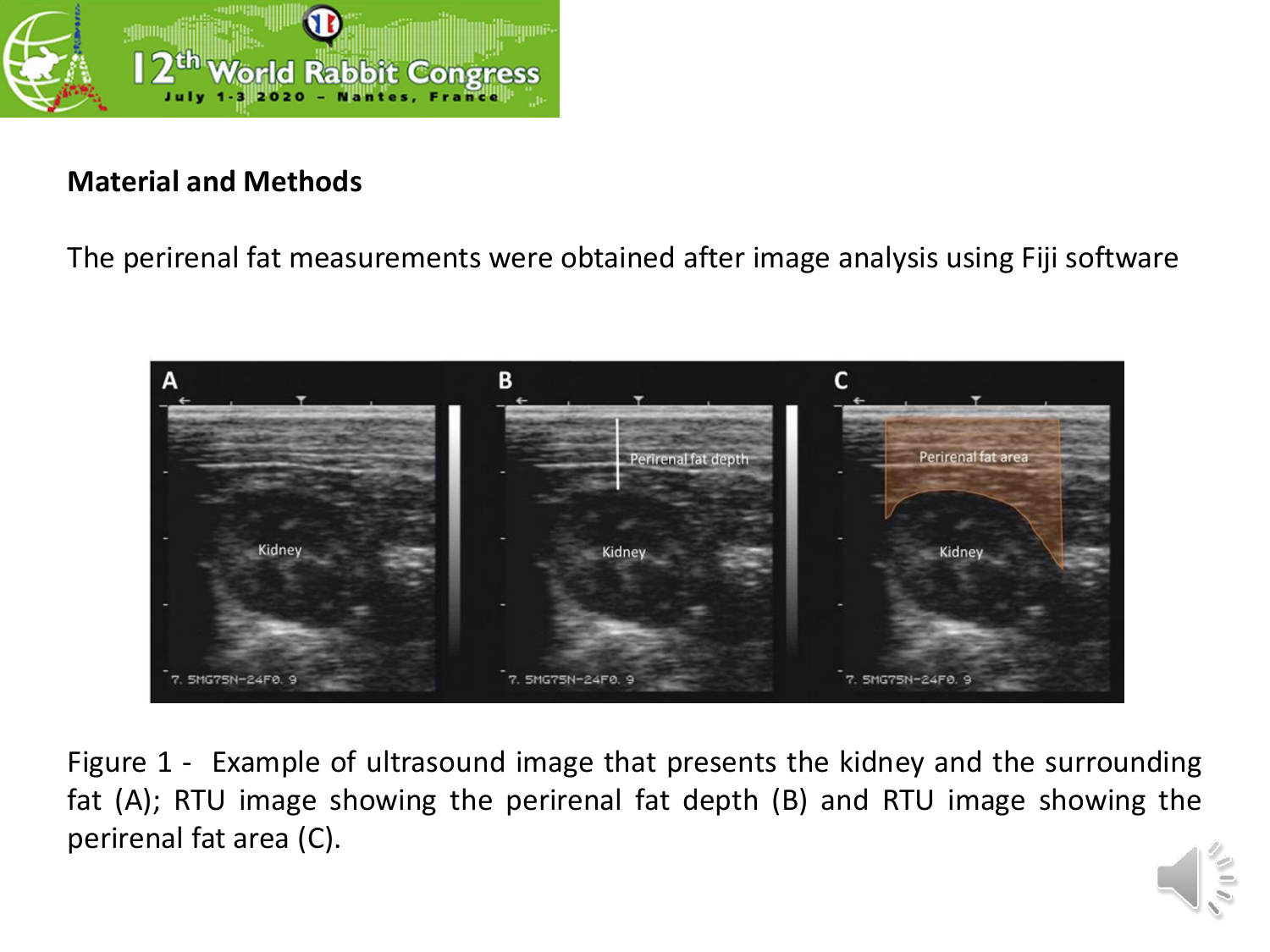## Material and Methods

The perirenal fat measurements were obtained after image analysis using Fiji software

Figure 1 - Example of ultrasound image that presents the kidney and the surrounding fat (A); RTU image showing the perirenal fat depth (B) and RTU image showing the perirenal fat area (C).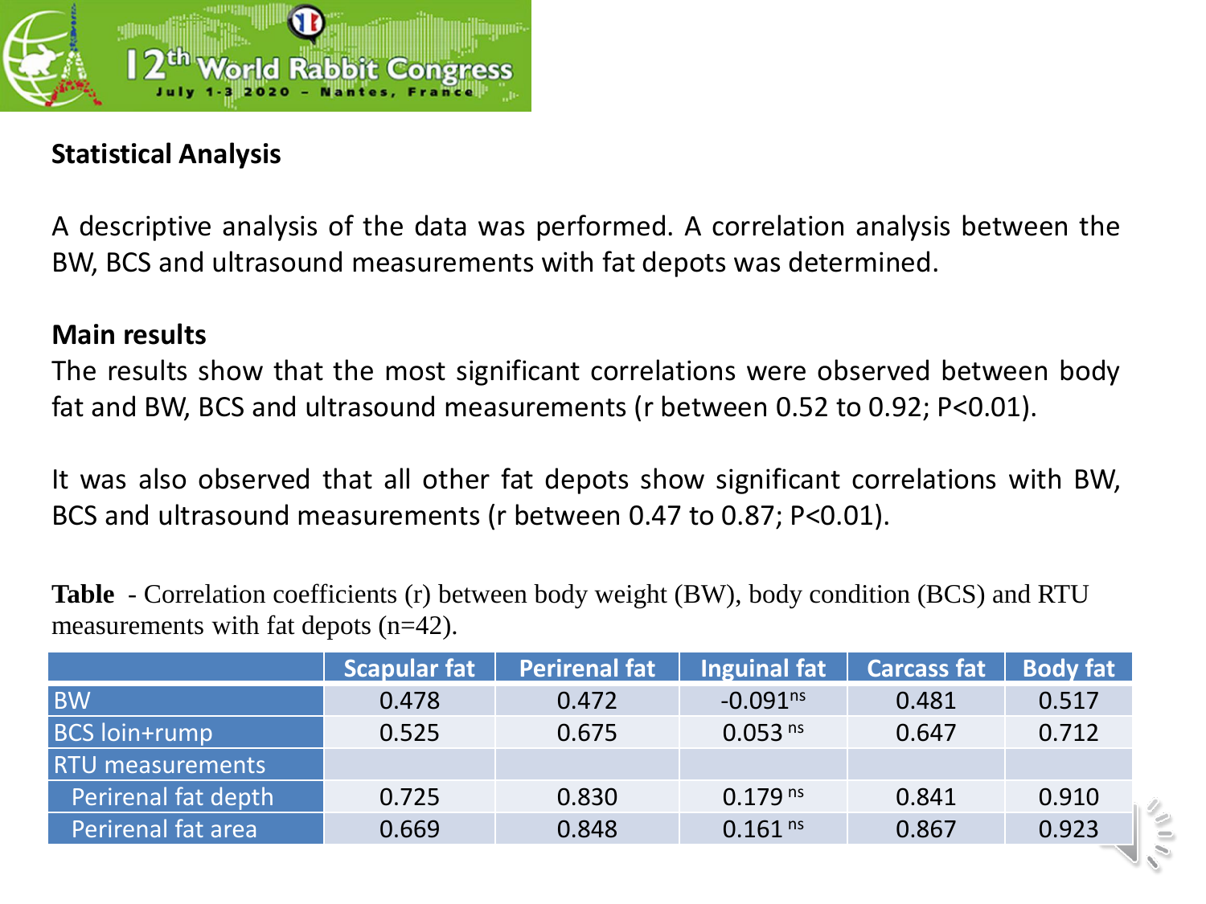## Statistical Analysis

A descriptive analysis of the data was performed. A correlation analysis between the BW, BCS and ultrasound measurements with fat depots was determined.

## Main results

The results show that the most significant correlations were observed between body fat and BW, BCS and ultrasound measurements (r between 0.52 to 0.92; $P<0.01$).

It was also observed that all other fat depots show significant correlations with BW, BCS and ultrasound measurements (r between 0.47 to 0.87; $P<0.01$).

**Table** - Correlation coefficients (r) between body weight (BW), body condition (BCS) and RTU measurements with fat depots (n=42).

| | Scapular fat | Perirenal fat | Inguinal fat | Carcass fat | Body fat |
|---|---|---|---|---|---|
| BW | 0.478 | 0.472 | $-0.091^{ns}$ | 0.481 | 0.517 |
| BCS loin+rump | 0.525 | 0.675 | $0.053^{ns}$ | 0.647 | 0.712 |
| RTU measurements | | | | | |
| Perirenal fat depth | 0.725 | 0.830 | $0.179^{ns}$ | 0.841 | 0.910 |
| Perirenal fat area | 0.669 | 0.848 | $0.161^{ns}$ | 0.867 | 0.923 |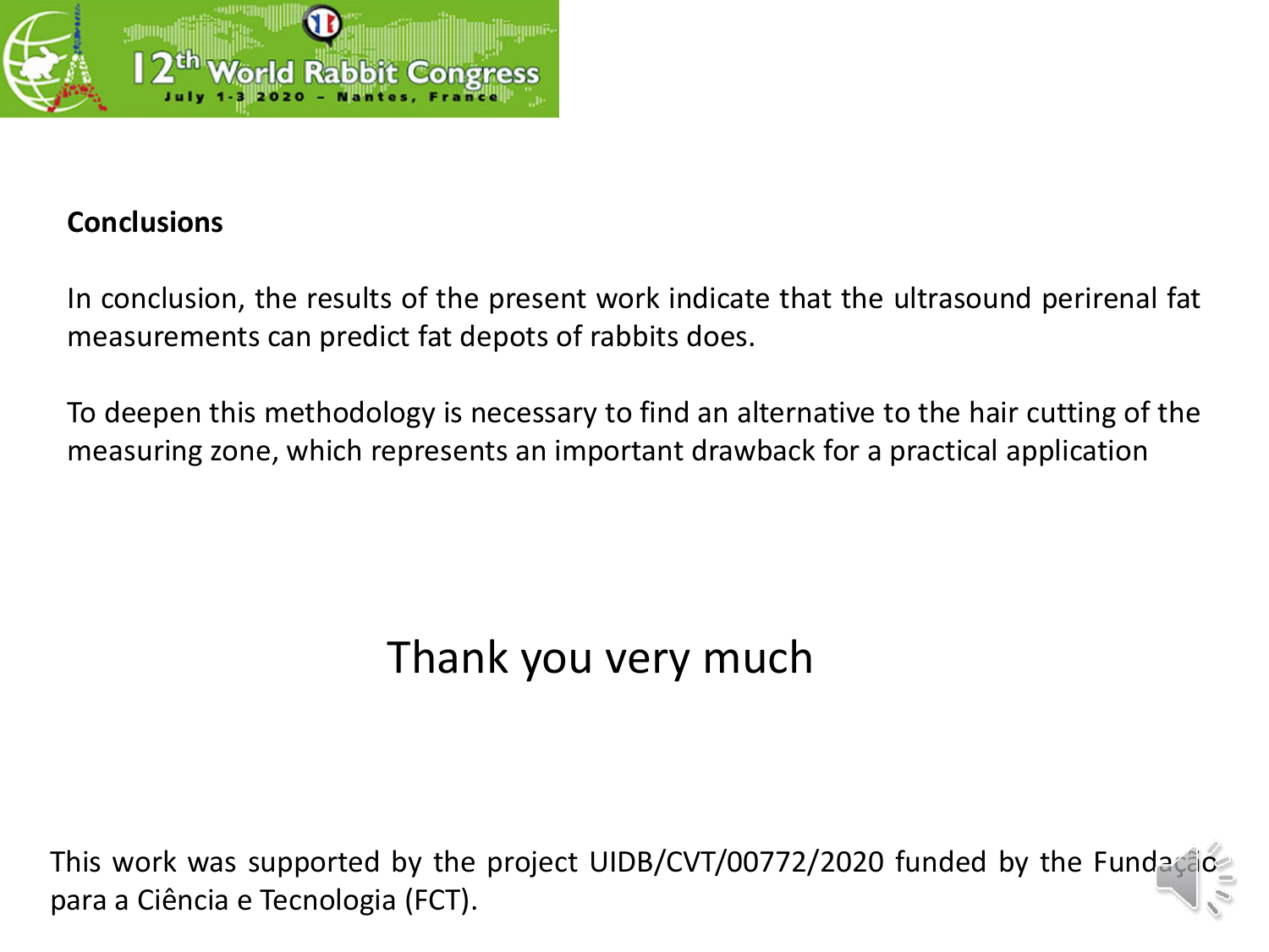**Conclusions**

In conclusion, the results of the present work indicate that the ultrasound perirenal fat measurements can predict fat depots of rabbits does.

To deepen this methodology is necessary to find an alternative to the hair cutting of the measuring zone, which represents an important drawback for a practical application

Thank you very much

This work was supported by the project UIDB/CVT/00772/2020 funded by the Fundação para a Ciência e Tecnologia (FCT).